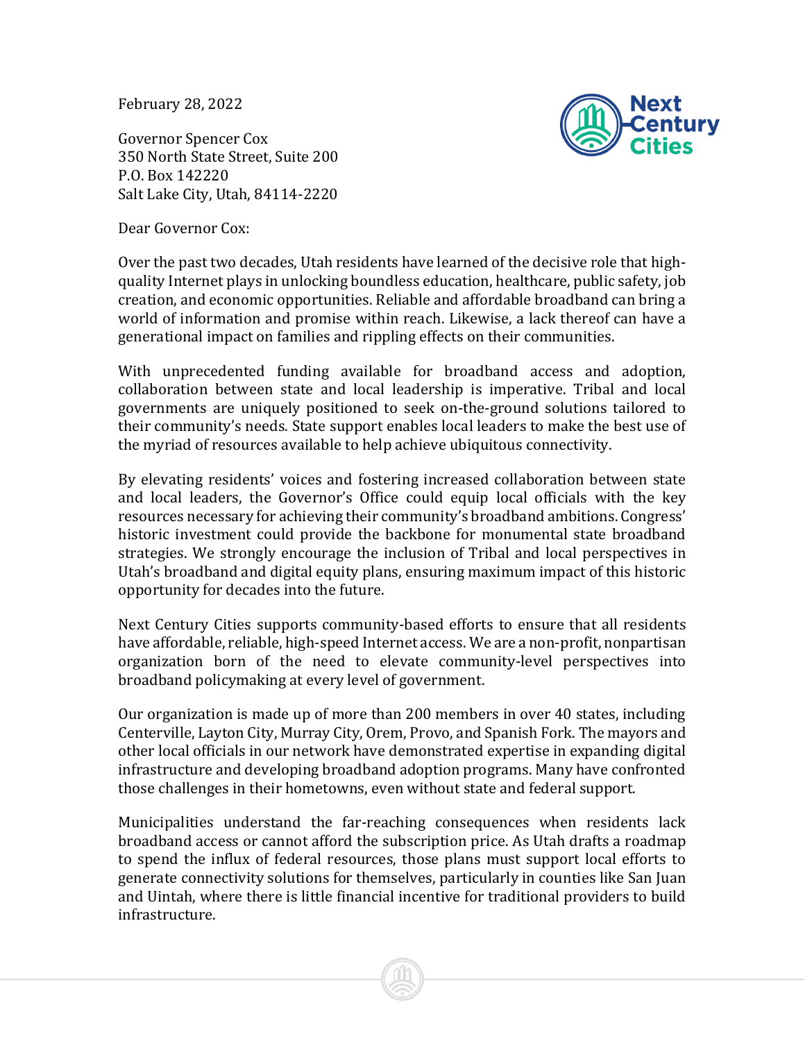February 28, 2022

Governor Spencer Cox
350 North State Street, Suite 200
P.O. Box 142220
Salt Lake City, Utah, 84114-2220

Dear Governor Cox:

Over the past two decades, Utah residents have learned of the decisive role that high-quality Internet plays in unlocking boundless education, healthcare, public safety, job creation, and economic opportunities. Reliable and affordable broadband can bring a world of information and promise within reach. Likewise, a lack thereof can have a generational impact on families and rippling effects on their communities.

With unprecedented funding available for broadband access and adoption, collaboration between state and local leadership is imperative. Tribal and local governments are uniquely positioned to seek on-the-ground solutions tailored to their community's needs. State support enables local leaders to make the best use of the myriad of resources available to help achieve ubiquitous connectivity.

By elevating residents' voices and fostering increased collaboration between state and local leaders, the Governor's Office could equip local officials with the key resources necessary for achieving their community's broadband ambitions. Congress' historic investment could provide the backbone for monumental state broadband strategies. We strongly encourage the inclusion of Tribal and local perspectives in Utah's broadband and digital equity plans, ensuring maximum impact of this historic opportunity for decades into the future.

Next Century Cities supports community-based efforts to ensure that all residents have affordable, reliable, high-speed Internet access. We are a non-profit, nonpartisan organization born of the need to elevate community-level perspectives into broadband policymaking at every level of government.

Our organization is made up of more than 200 members in over 40 states, including Centerville, Layton City, Murray City, Orem, Provo, and Spanish Fork. The mayors and other local officials in our network have demonstrated expertise in expanding digital infrastructure and developing broadband adoption programs. Many have confronted those challenges in their hometowns, even without state and federal support.

Municipalities understand the far-reaching consequences when residents lack broadband access or cannot afford the subscription price. As Utah drafts a roadmap to spend the influx of federal resources, those plans must support local efforts to generate connectivity solutions for themselves, particularly in counties like San Juan and Uintah, where there is little financial incentive for traditional providers to build infrastructure.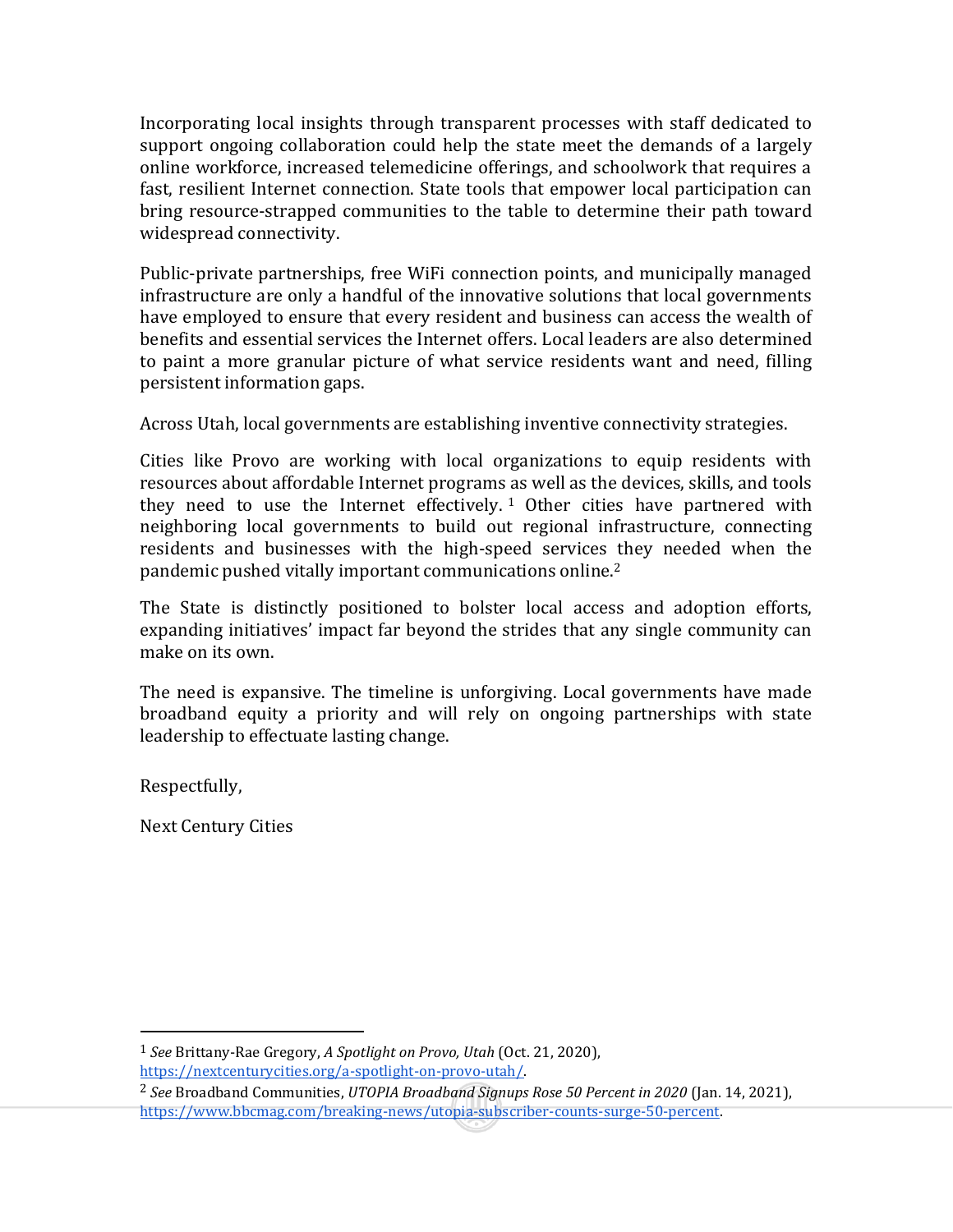Incorporating local insights through transparent processes with staff dedicated to support ongoing collaboration could help the state meet the demands of a largely online workforce, increased telemedicine offerings, and schoolwork that requires a fast, resilient Internet connection. State tools that empower local participation can bring resource-strapped communities to the table to determine their path toward widespread connectivity.

Public-private partnerships, free WiFi connection points, and municipally managed infrastructure are only a handful of the innovative solutions that local governments have employed to ensure that every resident and business can access the wealth of benefits and essential services the Internet offers. Local leaders are also determined to paint a more granular picture of what service residents want and need, filling persistent information gaps.

Across Utah, local governments are establishing inventive connectivity strategies.

Cities like Provo are working with local organizations to equip residents with resources about affordable Internet programs as well as the devices, skills, and tools they need to use the Internet effectively.[1] Other cities have partnered with neighboring local governments to build out regional infrastructure, connecting residents and businesses with the high-speed services they needed when the pandemic pushed vitally important communications online.[2]

The State is distinctly positioned to bolster local access and adoption efforts, expanding initiatives' impact far beyond the strides that any single community can make on its own.

The need is expansive. The timeline is unforgiving. Local governments have made broadband equity a priority and will rely on ongoing partnerships with state leadership to effectuate lasting change.

Respectfully,

Next Century Cities

---

[1] *See* Brittany-Rae Gregory, *A Spotlight on Provo, Utah* (Oct. 21, 2020), https://nextcenturycities.org/a-spotlight-on-provo-utah/.

[2] *See* Broadband Communities, *UTOPIA Broadband Signups Rose 50 Percent in 2020* (Jan. 14, 2021), https://www.bbcmag.com/breaking-news/utopia-subscriber-counts-surge-50-percent.